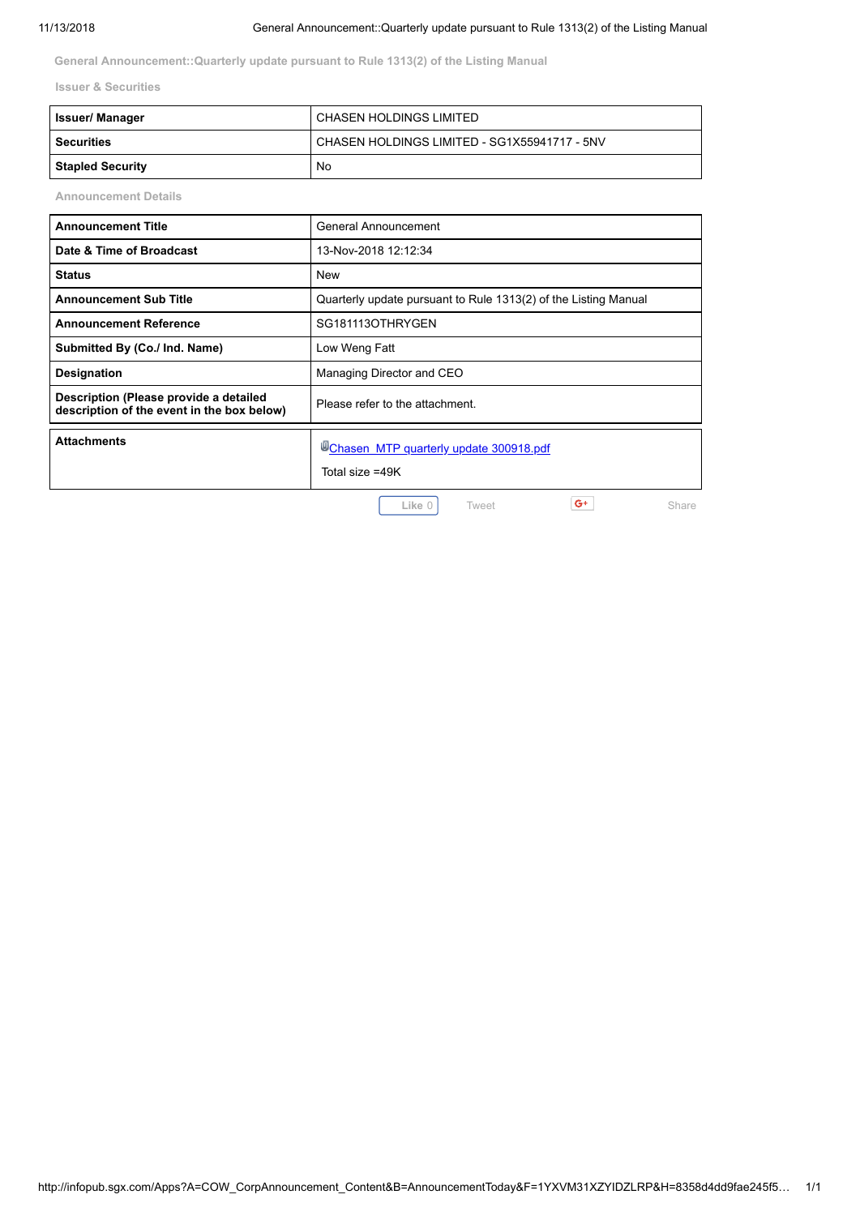## General Announcement::Quarterly update pursuant to Rule 1313(2) of the Listing Manual

### Issuer & Securities

| Issuer/ Manager | CHASEN HOLDINGS LIMITED |
|---|---|
| Securities | CHASEN HOLDINGS LIMITED - SG1X55941717 - 5NV |
| Stapled Security | No |

### Announcement Details

| Announcement Title | General Announcement |
|---|---|
| Date & Time of Broadcast | 13-Nov-2018 12:12:34 |
| Status | New |
| Announcement Sub Title | Quarterly update pursuant to Rule 1313(2) of the Listing Manual |
| Announcement Reference | SG181113OTHRYGEN |
| Submitted By (Co./ Ind. Name) | Low Weng Fatt |
| Designation | Managing Director and CEO |
| Description (Please provide a detailed description of the event in the box below) | Please refer to the attachment. |

| Attachments | Chasen_MTP quarterly update 300918.pdf<br>Total size =49K |
|---|---|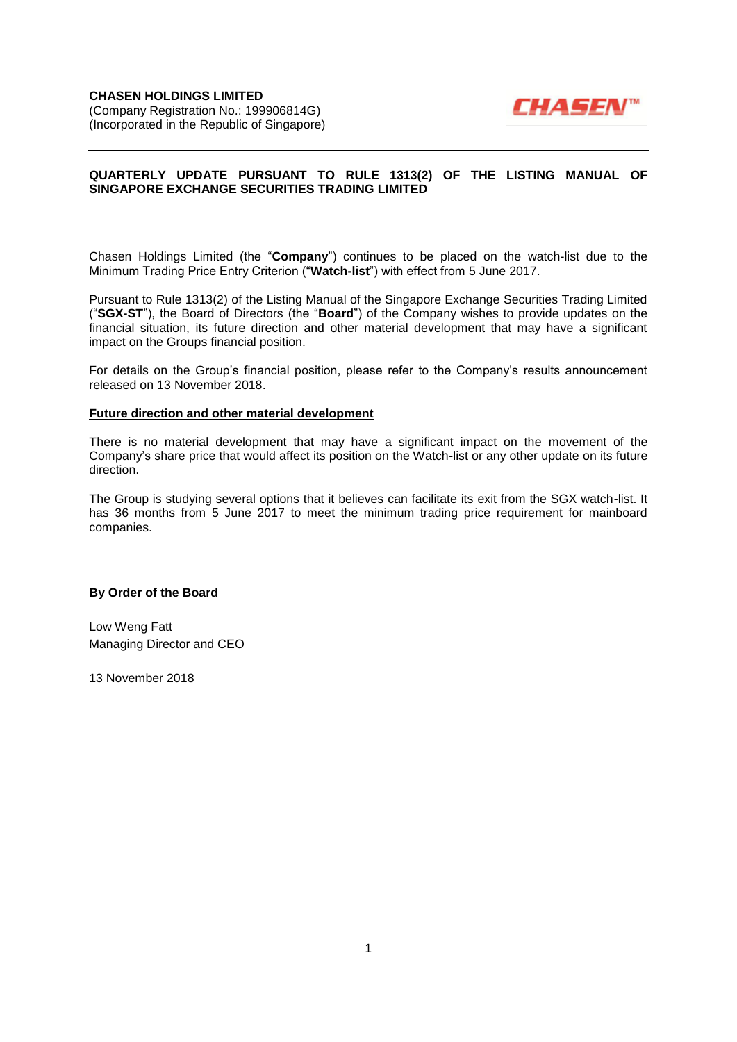**CHASEN HOLDINGS LIMITED**
(Company Registration No.: 199906814G)
(Incorporated in the Republic of Singapore)

---

**QUARTERLY UPDATE PURSUANT TO RULE 1313(2) OF THE LISTING MANUAL OF SINGAPORE EXCHANGE SECURITIES TRADING LIMITED**

---

Chasen Holdings Limited (the "**Company**") continues to be placed on the watch-list due to the Minimum Trading Price Entry Criterion ("**Watch-list**") with effect from 5 June 2017.

Pursuant to Rule 1313(2) of the Listing Manual of the Singapore Exchange Securities Trading Limited ("**SGX-ST**"), the Board of Directors (the "**Board**") of the Company wishes to provide updates on the financial situation, its future direction and other material development that may have a significant impact on the Groups financial position.

For details on the Group's financial position, please refer to the Company's results announcement released on 13 November 2018.

**Future direction and other material development**

There is no material development that may have a significant impact on the movement of the Company's share price that would affect its position on the Watch-list or any other update on its future direction.

The Group is studying several options that it believes can facilitate its exit from the SGX watch-list. It has 36 months from 5 June 2017 to meet the minimum trading price requirement for mainboard companies.

**By Order of the Board**

Low Weng Fatt
Managing Director and CEO

13 November 2018